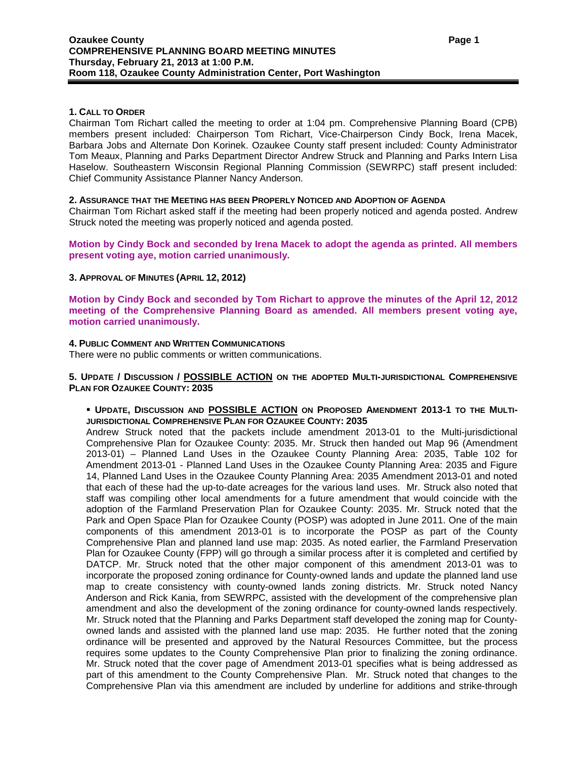# Ozaukee County
## COMPREHENSIVE PLANNING BOARD MEETING MINUTES
**Thursday, February 21, 2013 at 1:00 P.M.**
**Room 118, Ozaukee County Administration Center, Port Washington**

### 1. CALL TO ORDER

Chairman Tom Richart called the meeting to order at 1:04 pm. Comprehensive Planning Board (CPB) members present included: Chairperson Tom Richart, Vice-Chairperson Cindy Bock, Irena Macek, Barbara Jobs and Alternate Don Korinek. Ozaukee County staff present included: County Administrator Tom Meaux, Planning and Parks Department Director Andrew Struck and Planning and Parks Intern Lisa Haselow. Southeastern Wisconsin Regional Planning Commission (SEWRPC) staff present included: Chief Community Assistance Planner Nancy Anderson.

### 2. ASSURANCE THAT THE MEETING HAS BEEN PROPERLY NOTICED AND ADOPTION OF AGENDA

Chairman Tom Richart asked staff if the meeting had been properly noticed and agenda posted. Andrew Struck noted the meeting was properly noticed and agenda posted.

**Motion by Cindy Bock and seconded by Irena Macek to adopt the agenda as printed. All members present voting aye, motion carried unanimously.**

### 3. APPROVAL OF MINUTES (APRIL 12, 2012)

**Motion by Cindy Bock and seconded by Tom Richart to approve the minutes of the April 12, 2012 meeting of the Comprehensive Planning Board as amended. All members present voting aye, motion carried unanimously.**

### 4. PUBLIC COMMENT AND WRITTEN COMMUNICATIONS

There were no public comments or written communications.

### 5. UPDATE / DISCUSSION / POSSIBLE ACTION ON THE ADOPTED MULTI-JURISDICTIONAL COMPREHENSIVE PLAN FOR OZAUKEE COUNTY: 2035

- **UPDATE, DISCUSSION AND POSSIBLE ACTION ON PROPOSED AMENDMENT 2013-1 TO THE MULTI-JURISDICTIONAL COMPREHENSIVE PLAN FOR OZAUKEE COUNTY: 2035**

Andrew Struck noted that the packets include amendment 2013-01 to the Multi-jurisdictional Comprehensive Plan for Ozaukee County: 2035. Mr. Struck then handed out Map 96 (Amendment 2013-01) – Planned Land Uses in the Ozaukee County Planning Area: 2035, Table 102 for Amendment 2013-01 - Planned Land Uses in the Ozaukee County Planning Area: 2035 and Figure 14, Planned Land Uses in the Ozaukee County Planning Area: 2035 Amendment 2013-01 and noted that each of these had the up-to-date acreages for the various land uses. Mr. Struck also noted that staff was compiling other local amendments for a future amendment that would coincide with the adoption of the Farmland Preservation Plan for Ozaukee County: 2035. Mr. Struck noted that the Park and Open Space Plan for Ozaukee County (POSP) was adopted in June 2011. One of the main components of this amendment 2013-01 is to incorporate the POSP as part of the County Comprehensive Plan and planned land use map: 2035. As noted earlier, the Farmland Preservation Plan for Ozaukee County (FPP) will go through a similar process after it is completed and certified by DATCP. Mr. Struck noted that the other major component of this amendment 2013-01 was to incorporate the proposed zoning ordinance for County-owned lands and update the planned land use map to create consistency with county-owned lands zoning districts. Mr. Struck noted Nancy Anderson and Rick Kania, from SEWRPC, assisted with the development of the comprehensive plan amendment and also the development of the zoning ordinance for county-owned lands respectively. Mr. Struck noted that the Planning and Parks Department staff developed the zoning map for County-owned lands and assisted with the planned land use map: 2035. He further noted that the zoning ordinance will be presented and approved by the Natural Resources Committee, but the process requires some updates to the County Comprehensive Plan prior to finalizing the zoning ordinance. Mr. Struck noted that the cover page of Amendment 2013-01 specifies what is being addressed as part of this amendment to the County Comprehensive Plan. Mr. Struck noted that changes to the Comprehensive Plan via this amendment are included by underline for additions and strike-through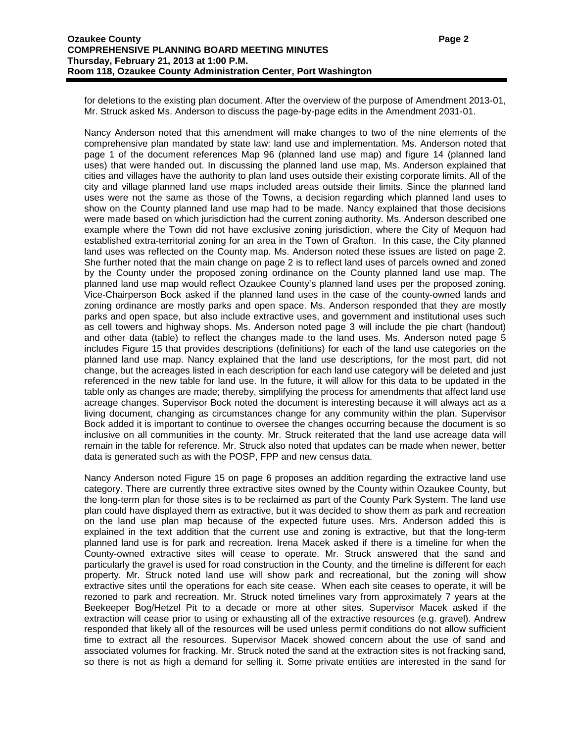for deletions to the existing plan document. After the overview of the purpose of Amendment 2013-01, Mr. Struck asked Ms. Anderson to discuss the page-by-page edits in the Amendment 2031-01.

Nancy Anderson noted that this amendment will make changes to two of the nine elements of the comprehensive plan mandated by state law: land use and implementation. Ms. Anderson noted that page 1 of the document references Map 96 (planned land use map) and figure 14 (planned land uses) that were handed out. In discussing the planned land use map, Ms. Anderson explained that cities and villages have the authority to plan land uses outside their existing corporate limits. All of the city and village planned land use maps included areas outside their limits. Since the planned land uses were not the same as those of the Towns, a decision regarding which planned land uses to show on the County planned land use map had to be made. Nancy explained that those decisions were made based on which jurisdiction had the current zoning authority. Ms. Anderson described one example where the Town did not have exclusive zoning jurisdiction, where the City of Mequon had established extra-territorial zoning for an area in the Town of Grafton. In this case, the City planned land uses was reflected on the County map. Ms. Anderson noted these issues are listed on page 2. She further noted that the main change on page 2 is to reflect land uses of parcels owned and zoned by the County under the proposed zoning ordinance on the County planned land use map. The planned land use map would reflect Ozaukee County's planned land uses per the proposed zoning. Vice-Chairperson Bock asked if the planned land uses in the case of the county-owned lands and zoning ordinance are mostly parks and open space. Ms. Anderson responded that they are mostly parks and open space, but also include extractive uses, and government and institutional uses such as cell towers and highway shops. Ms. Anderson noted page 3 will include the pie chart (handout) and other data (table) to reflect the changes made to the land uses. Ms. Anderson noted page 5 includes Figure 15 that provides descriptions (definitions) for each of the land use categories on the planned land use map. Nancy explained that the land use descriptions, for the most part, did not change, but the acreages listed in each description for each land use category will be deleted and just referenced in the new table for land use. In the future, it will allow for this data to be updated in the table only as changes are made; thereby, simplifying the process for amendments that affect land use acreage changes. Supervisor Bock noted the document is interesting because it will always act as a living document, changing as circumstances change for any community within the plan. Supervisor Bock added it is important to continue to oversee the changes occurring because the document is so inclusive on all communities in the county. Mr. Struck reiterated that the land use acreage data will remain in the table for reference. Mr. Struck also noted that updates can be made when newer, better data is generated such as with the POSP, FPP and new census data.

Nancy Anderson noted Figure 15 on page 6 proposes an addition regarding the extractive land use category. There are currently three extractive sites owned by the County within Ozaukee County, but the long-term plan for those sites is to be reclaimed as part of the County Park System. The land use plan could have displayed them as extractive, but it was decided to show them as park and recreation on the land use plan map because of the expected future uses. Mrs. Anderson added this is explained in the text addition that the current use and zoning is extractive, but that the long-term planned land use is for park and recreation. Irena Macek asked if there is a timeline for when the County-owned extractive sites will cease to operate. Mr. Struck answered that the sand and particularly the gravel is used for road construction in the County, and the timeline is different for each property. Mr. Struck noted land use will show park and recreational, but the zoning will show extractive sites until the operations for each site cease. When each site ceases to operate, it will be rezoned to park and recreation. Mr. Struck noted timelines vary from approximately 7 years at the Beekeeper Bog/Hetzel Pit to a decade or more at other sites. Supervisor Macek asked if the extraction will cease prior to using or exhausting all of the extractive resources (e.g. gravel). Andrew responded that likely all of the resources will be used unless permit conditions do not allow sufficient time to extract all the resources. Supervisor Macek showed concern about the use of sand and associated volumes for fracking. Mr. Struck noted the sand at the extraction sites is not fracking sand, so there is not as high a demand for selling it. Some private entities are interested in the sand for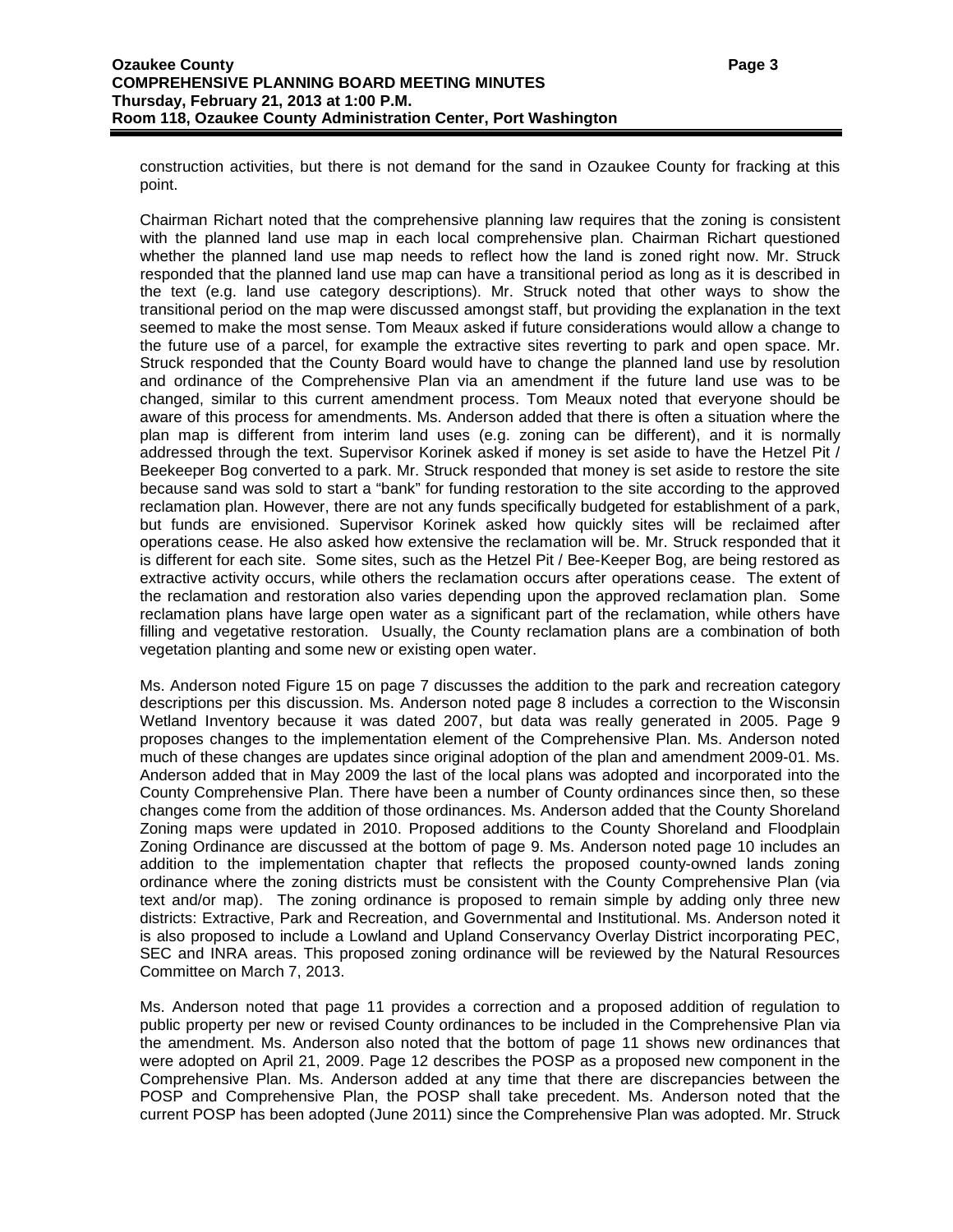construction activities, but there is not demand for the sand in Ozaukee County for fracking at this point.

Chairman Richart noted that the comprehensive planning law requires that the zoning is consistent with the planned land use map in each local comprehensive plan. Chairman Richart questioned whether the planned land use map needs to reflect how the land is zoned right now. Mr. Struck responded that the planned land use map can have a transitional period as long as it is described in the text (e.g. land use category descriptions). Mr. Struck noted that other ways to show the transitional period on the map were discussed amongst staff, but providing the explanation in the text seemed to make the most sense. Tom Meaux asked if future considerations would allow a change to the future use of a parcel, for example the extractive sites reverting to park and open space. Mr. Struck responded that the County Board would have to change the planned land use by resolution and ordinance of the Comprehensive Plan via an amendment if the future land use was to be changed, similar to this current amendment process. Tom Meaux noted that everyone should be aware of this process for amendments. Ms. Anderson added that there is often a situation where the plan map is different from interim land uses (e.g. zoning can be different), and it is normally addressed through the text. Supervisor Korinek asked if money is set aside to have the Hetzel Pit / Beekeeper Bog converted to a park. Mr. Struck responded that money is set aside to restore the site because sand was sold to start a "bank" for funding restoration to the site according to the approved reclamation plan. However, there are not any funds specifically budgeted for establishment of a park, but funds are envisioned. Supervisor Korinek asked how quickly sites will be reclaimed after operations cease. He also asked how extensive the reclamation will be. Mr. Struck responded that it is different for each site. Some sites, such as the Hetzel Pit / Bee-Keeper Bog, are being restored as extractive activity occurs, while others the reclamation occurs after operations cease. The extent of the reclamation and restoration also varies depending upon the approved reclamation plan. Some reclamation plans have large open water as a significant part of the reclamation, while others have filling and vegetative restoration. Usually, the County reclamation plans are a combination of both vegetation planting and some new or existing open water.

Ms. Anderson noted Figure 15 on page 7 discusses the addition to the park and recreation category descriptions per this discussion. Ms. Anderson noted page 8 includes a correction to the Wisconsin Wetland Inventory because it was dated 2007, but data was really generated in 2005. Page 9 proposes changes to the implementation element of the Comprehensive Plan. Ms. Anderson noted much of these changes are updates since original adoption of the plan and amendment 2009-01. Ms. Anderson added that in May 2009 the last of the local plans was adopted and incorporated into the County Comprehensive Plan. There have been a number of County ordinances since then, so these changes come from the addition of those ordinances. Ms. Anderson added that the County Shoreland Zoning maps were updated in 2010. Proposed additions to the County Shoreland and Floodplain Zoning Ordinance are discussed at the bottom of page 9. Ms. Anderson noted page 10 includes an addition to the implementation chapter that reflects the proposed county-owned lands zoning ordinance where the zoning districts must be consistent with the County Comprehensive Plan (via text and/or map). The zoning ordinance is proposed to remain simple by adding only three new districts: Extractive, Park and Recreation, and Governmental and Institutional. Ms. Anderson noted it is also proposed to include a Lowland and Upland Conservancy Overlay District incorporating PEC, SEC and INRA areas. This proposed zoning ordinance will be reviewed by the Natural Resources Committee on March 7, 2013.

Ms. Anderson noted that page 11 provides a correction and a proposed addition of regulation to public property per new or revised County ordinances to be included in the Comprehensive Plan via the amendment. Ms. Anderson also noted that the bottom of page 11 shows new ordinances that were adopted on April 21, 2009. Page 12 describes the POSP as a proposed new component in the Comprehensive Plan. Ms. Anderson added at any time that there are discrepancies between the POSP and Comprehensive Plan, the POSP shall take precedent. Ms. Anderson noted that the current POSP has been adopted (June 2011) since the Comprehensive Plan was adopted. Mr. Struck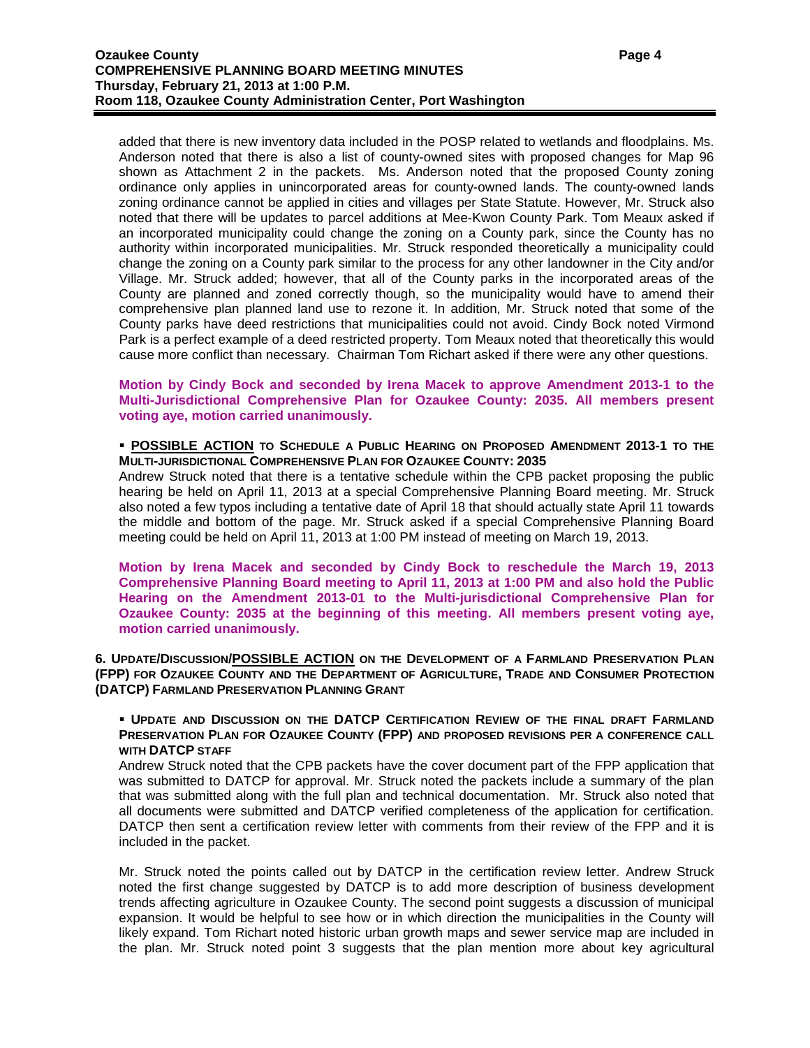added that there is new inventory data included in the POSP related to wetlands and floodplains. Ms. Anderson noted that there is also a list of county-owned sites with proposed changes for Map 96 shown as Attachment 2 in the packets. Ms. Anderson noted that the proposed County zoning ordinance only applies in unincorporated areas for county-owned lands. The county-owned lands zoning ordinance cannot be applied in cities and villages per State Statute. However, Mr. Struck also noted that there will be updates to parcel additions at Mee-Kwon County Park. Tom Meaux asked if an incorporated municipality could change the zoning on a County park, since the County has no authority within incorporated municipalities. Mr. Struck responded theoretically a municipality could change the zoning on a County park similar to the process for any other landowner in the City and/or Village. Mr. Struck added; however, that all of the County parks in the incorporated areas of the County are planned and zoned correctly though, so the municipality would have to amend their comprehensive plan planned land use to rezone it. In addition, Mr. Struck noted that some of the County parks have deed restrictions that municipalities could not avoid. Cindy Bock noted Virmond Park is a perfect example of a deed restricted property. Tom Meaux noted that theoretically this would cause more conflict than necessary. Chairman Tom Richart asked if there were any other questions.

**Motion by Cindy Bock and seconded by Irena Macek to approve Amendment 2013-1 to the Multi-Jurisdictional Comprehensive Plan for Ozaukee County: 2035. All members present voting aye, motion carried unanimously.**

- **POSSIBLE ACTION TO SCHEDULE A PUBLIC HEARING ON PROPOSED AMENDMENT 2013-1 TO THE MULTI-JURISDICTIONAL COMPREHENSIVE PLAN FOR OZAUKEE COUNTY: 2035**

Andrew Struck noted that there is a tentative schedule within the CPB packet proposing the public hearing be held on April 11, 2013 at a special Comprehensive Planning Board meeting. Mr. Struck also noted a few typos including a tentative date of April 18 that should actually state April 11 towards the middle and bottom of the page. Mr. Struck asked if a special Comprehensive Planning Board meeting could be held on April 11, 2013 at 1:00 PM instead of meeting on March 19, 2013.

**Motion by Irena Macek and seconded by Cindy Bock to reschedule the March 19, 2013 Comprehensive Planning Board meeting to April 11, 2013 at 1:00 PM and also hold the Public Hearing on the Amendment 2013-01 to the Multi-jurisdictional Comprehensive Plan for Ozaukee County: 2035 at the beginning of this meeting. All members present voting aye, motion carried unanimously.**

**6. UPDATE/DISCUSSION/POSSIBLE ACTION ON THE DEVELOPMENT OF A FARMLAND PRESERVATION PLAN (FPP) FOR OZAUKEE COUNTY AND THE DEPARTMENT OF AGRICULTURE, TRADE AND CONSUMER PROTECTION (DATCP) FARMLAND PRESERVATION PLANNING GRANT**

- **UPDATE AND DISCUSSION ON THE DATCP CERTIFICATION REVIEW OF THE FINAL DRAFT FARMLAND PRESERVATION PLAN FOR OZAUKEE COUNTY (FPP) AND PROPOSED REVISIONS PER A CONFERENCE CALL WITH DATCP STAFF**

Andrew Struck noted that the CPB packets have the cover document part of the FPP application that was submitted to DATCP for approval. Mr. Struck noted the packets include a summary of the plan that was submitted along with the full plan and technical documentation. Mr. Struck also noted that all documents were submitted and DATCP verified completeness of the application for certification. DATCP then sent a certification review letter with comments from their review of the FPP and it is included in the packet.

Mr. Struck noted the points called out by DATCP in the certification review letter. Andrew Struck noted the first change suggested by DATCP is to add more description of business development trends affecting agriculture in Ozaukee County. The second point suggests a discussion of municipal expansion. It would be helpful to see how or in which direction the municipalities in the County will likely expand. Tom Richart noted historic urban growth maps and sewer service map are included in the plan. Mr. Struck noted point 3 suggests that the plan mention more about key agricultural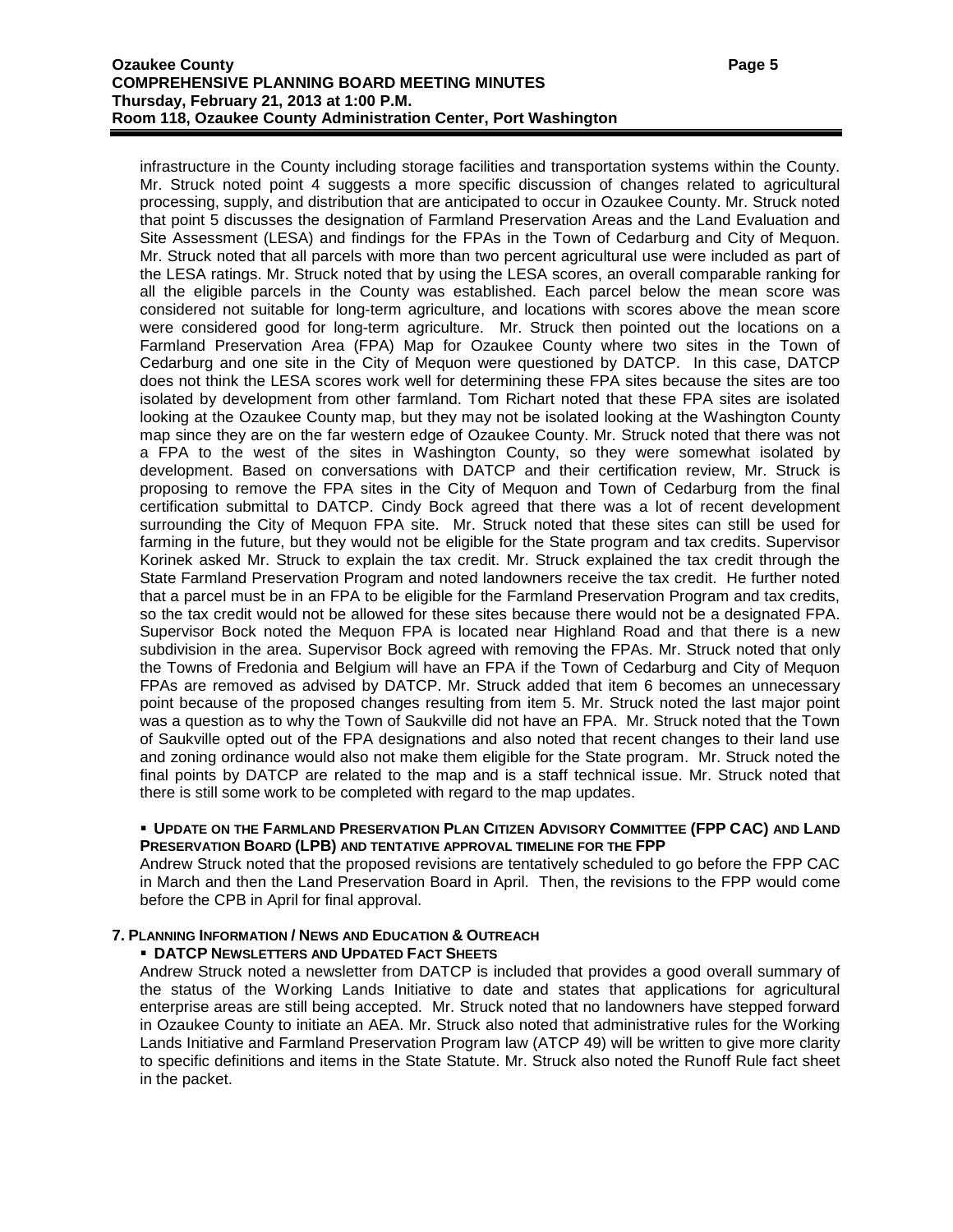infrastructure in the County including storage facilities and transportation systems within the County. Mr. Struck noted point 4 suggests a more specific discussion of changes related to agricultural processing, supply, and distribution that are anticipated to occur in Ozaukee County. Mr. Struck noted that point 5 discusses the designation of Farmland Preservation Areas and the Land Evaluation and Site Assessment (LESA) and findings for the FPAs in the Town of Cedarburg and City of Mequon. Mr. Struck noted that all parcels with more than two percent agricultural use were included as part of the LESA ratings. Mr. Struck noted that by using the LESA scores, an overall comparable ranking for all the eligible parcels in the County was established. Each parcel below the mean score was considered not suitable for long-term agriculture, and locations with scores above the mean score were considered good for long-term agriculture. Mr. Struck then pointed out the locations on a Farmland Preservation Area (FPA) Map for Ozaukee County where two sites in the Town of Cedarburg and one site in the City of Mequon were questioned by DATCP. In this case, DATCP does not think the LESA scores work well for determining these FPA sites because the sites are too isolated by development from other farmland. Tom Richart noted that these FPA sites are isolated looking at the Ozaukee County map, but they may not be isolated looking at the Washington County map since they are on the far western edge of Ozaukee County. Mr. Struck noted that there was not a FPA to the west of the sites in Washington County, so they were somewhat isolated by development. Based on conversations with DATCP and their certification review, Mr. Struck is proposing to remove the FPA sites in the City of Mequon and Town of Cedarburg from the final certification submittal to DATCP. Cindy Bock agreed that there was a lot of recent development surrounding the City of Mequon FPA site. Mr. Struck noted that these sites can still be used for farming in the future, but they would not be eligible for the State program and tax credits. Supervisor Korinek asked Mr. Struck to explain the tax credit. Mr. Struck explained the tax credit through the State Farmland Preservation Program and noted landowners receive the tax credit. He further noted that a parcel must be in an FPA to be eligible for the Farmland Preservation Program and tax credits, so the tax credit would not be allowed for these sites because there would not be a designated FPA. Supervisor Bock noted the Mequon FPA is located near Highland Road and that there is a new subdivision in the area. Supervisor Bock agreed with removing the FPAs. Mr. Struck noted that only the Towns of Fredonia and Belgium will have an FPA if the Town of Cedarburg and City of Mequon FPAs are removed as advised by DATCP. Mr. Struck added that item 6 becomes an unnecessary point because of the proposed changes resulting from item 5. Mr. Struck noted the last major point was a question as to why the Town of Saukville did not have an FPA. Mr. Struck noted that the Town of Saukville opted out of the FPA designations and also noted that recent changes to their land use and zoning ordinance would also not make them eligible for the State program. Mr. Struck noted the final points by DATCP are related to the map and is a staff technical issue. Mr. Struck noted that there is still some work to be completed with regard to the map updates.

- **UPDATE ON THE FARMLAND PRESERVATION PLAN CITIZEN ADVISORY COMMITTEE (FPP CAC) AND LAND PRESERVATION BOARD (LPB) AND TENTATIVE APPROVAL TIMELINE FOR THE FPP**

Andrew Struck noted that the proposed revisions are tentatively scheduled to go before the FPP CAC in March and then the Land Preservation Board in April. Then, the revisions to the FPP would come before the CPB in April for final approval.

**7. PLANNING INFORMATION / NEWS AND EDUCATION & OUTREACH**

- **DATCP NEWSLETTERS AND UPDATED FACT SHEETS**

Andrew Struck noted a newsletter from DATCP is included that provides a good overall summary of the status of the Working Lands Initiative to date and states that applications for agricultural enterprise areas are still being accepted. Mr. Struck noted that no landowners have stepped forward in Ozaukee County to initiate an AEA. Mr. Struck also noted that administrative rules for the Working Lands Initiative and Farmland Preservation Program law (ATCP 49) will be written to give more clarity to specific definitions and items in the State Statute. Mr. Struck also noted the Runoff Rule fact sheet in the packet.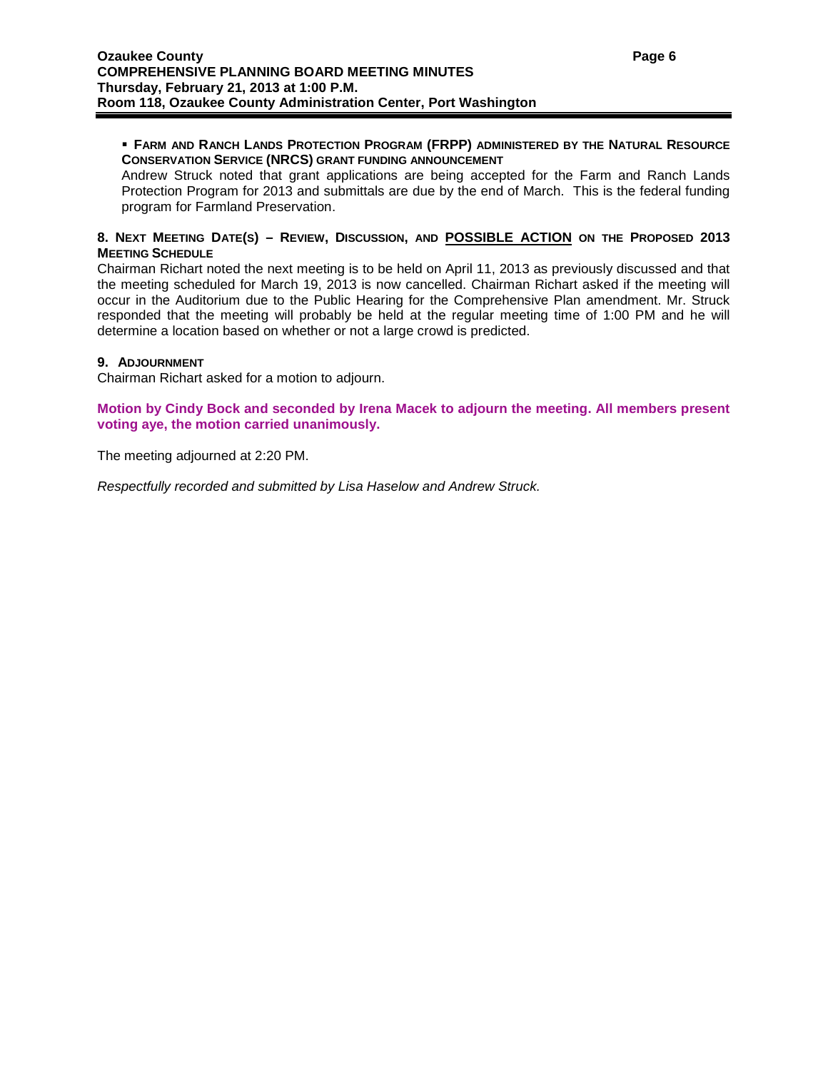- **FARM AND RANCH LANDS PROTECTION PROGRAM (FRPP) ADMINISTERED BY THE NATURAL RESOURCE CONSERVATION SERVICE (NRCS) GRANT FUNDING ANNOUNCEMENT**

  Andrew Struck noted that grant applications are being accepted for the Farm and Ranch Lands Protection Program for 2013 and submittals are due by the end of March. This is the federal funding program for Farmland Preservation.

**8. NEXT MEETING DATE(S) – REVIEW, DISCUSSION, AND POSSIBLE ACTION ON THE PROPOSED 2013 MEETING SCHEDULE**

Chairman Richart noted the next meeting is to be held on April 11, 2013 as previously discussed and that the meeting scheduled for March 19, 2013 is now cancelled. Chairman Richart asked if the meeting will occur in the Auditorium due to the Public Hearing for the Comprehensive Plan amendment. Mr. Struck responded that the meeting will probably be held at the regular meeting time of 1:00 PM and he will determine a location based on whether or not a large crowd is predicted.

**9. ADJOURNMENT**

Chairman Richart asked for a motion to adjourn.

**Motion by Cindy Bock and seconded by Irena Macek to adjourn the meeting. All members present voting aye, the motion carried unanimously.**

The meeting adjourned at 2:20 PM.

*Respectfully recorded and submitted by Lisa Haselow and Andrew Struck.*